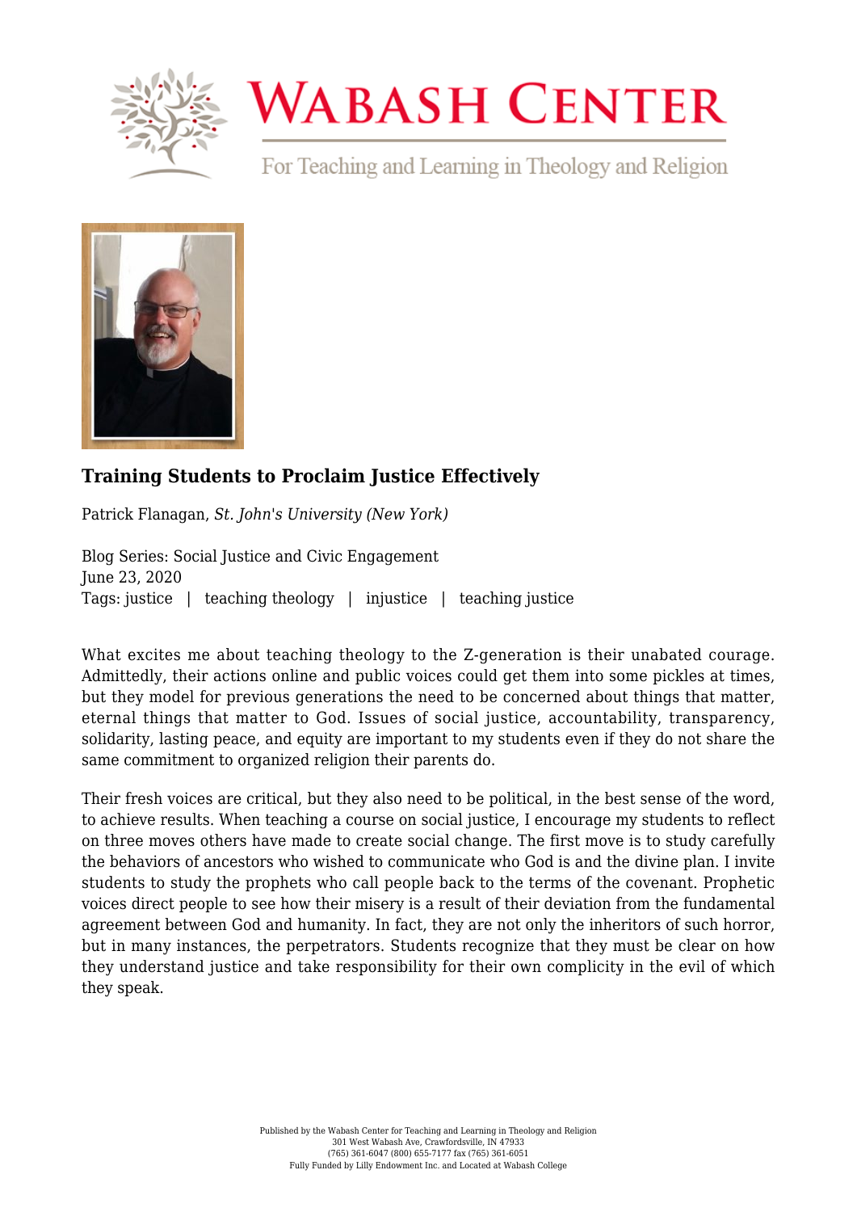# Training Students to Proclaim Justice Effectively

Patrick Flanagan, *St. John's University (New York)*

Blog Series: Social Justice and Civic Engagement
June 23, 2020
Tags: justice | teaching theology | injustice | teaching justice

What excites me about teaching theology to the Z-generation is their unabated courage. Admittedly, their actions online and public voices could get them into some pickles at times, but they model for previous generations the need to be concerned about things that matter, eternal things that matter to God. Issues of social justice, accountability, transparency, solidarity, lasting peace, and equity are important to my students even if they do not share the same commitment to organized religion their parents do.

Their fresh voices are critical, but they also need to be political, in the best sense of the word, to achieve results. When teaching a course on social justice, I encourage my students to reflect on three moves others have made to create social change. The first move is to study carefully the behaviors of ancestors who wished to communicate who God is and the divine plan. I invite students to study the prophets who call people back to the terms of the covenant. Prophetic voices direct people to see how their misery is a result of their deviation from the fundamental agreement between God and humanity. In fact, they are not only the inheritors of such horror, but in many instances, the perpetrators. Students recognize that they must be clear on how they understand justice and take responsibility for their own complicity in the evil of which they speak.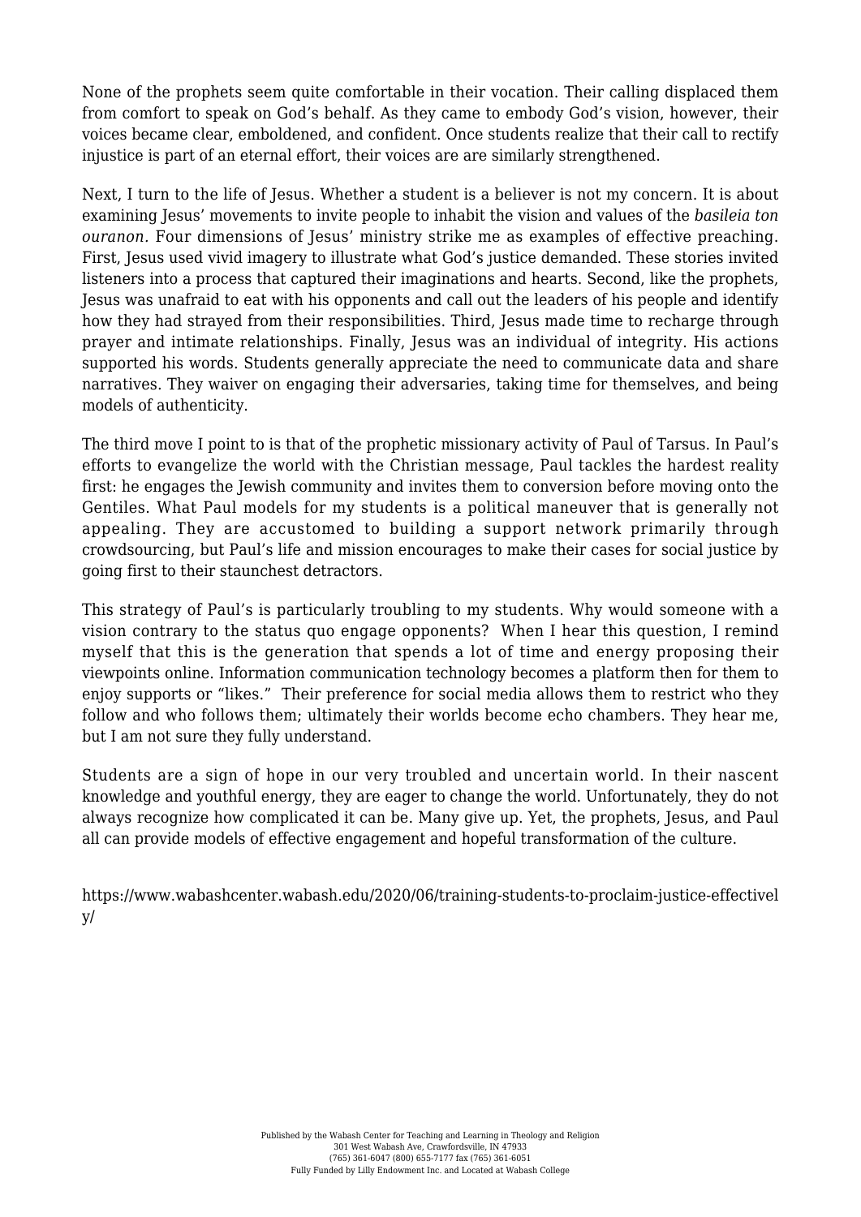None of the prophets seem quite comfortable in their vocation. Their calling displaced them from comfort to speak on God's behalf. As they came to embody God's vision, however, their voices became clear, emboldened, and confident. Once students realize that their call to rectify injustice is part of an eternal effort, their voices are are similarly strengthened.

Next, I turn to the life of Jesus. Whether a student is a believer is not my concern. It is about examining Jesus' movements to invite people to inhabit the vision and values of the *basileia ton ouranon.* Four dimensions of Jesus' ministry strike me as examples of effective preaching. First, Jesus used vivid imagery to illustrate what God's justice demanded. These stories invited listeners into a process that captured their imaginations and hearts. Second, like the prophets, Jesus was unafraid to eat with his opponents and call out the leaders of his people and identify how they had strayed from their responsibilities. Third, Jesus made time to recharge through prayer and intimate relationships. Finally, Jesus was an individual of integrity. His actions supported his words. Students generally appreciate the need to communicate data and share narratives. They waiver on engaging their adversaries, taking time for themselves, and being models of authenticity.

The third move I point to is that of the prophetic missionary activity of Paul of Tarsus. In Paul's efforts to evangelize the world with the Christian message, Paul tackles the hardest reality first: he engages the Jewish community and invites them to conversion before moving onto the Gentiles. What Paul models for my students is a political maneuver that is generally not appealing. They are accustomed to building a support network primarily through crowdsourcing, but Paul's life and mission encourages to make their cases for social justice by going first to their staunchest detractors.

This strategy of Paul's is particularly troubling to my students. Why would someone with a vision contrary to the status quo engage opponents? When I hear this question, I remind myself that this is the generation that spends a lot of time and energy proposing their viewpoints online. Information communication technology becomes a platform then for them to enjoy supports or "likes." Their preference for social media allows them to restrict who they follow and who follows them; ultimately their worlds become echo chambers. They hear me, but I am not sure they fully understand.

Students are a sign of hope in our very troubled and uncertain world. In their nascent knowledge and youthful energy, they are eager to change the world. Unfortunately, they do not always recognize how complicated it can be. Many give up. Yet, the prophets, Jesus, and Paul all can provide models of effective engagement and hopeful transformation of the culture.

https://www.wabashcenter.wabash.edu/2020/06/training-students-to-proclaim-justice-effectively/

Published by the Wabash Center for Teaching and Learning in Theology and Religion
301 West Wabash Ave, Crawfordsville, IN 47933
(765) 361-6047 (800) 655-7177 fax (765) 361-6051
Fully Funded by Lilly Endowment Inc. and Located at Wabash College